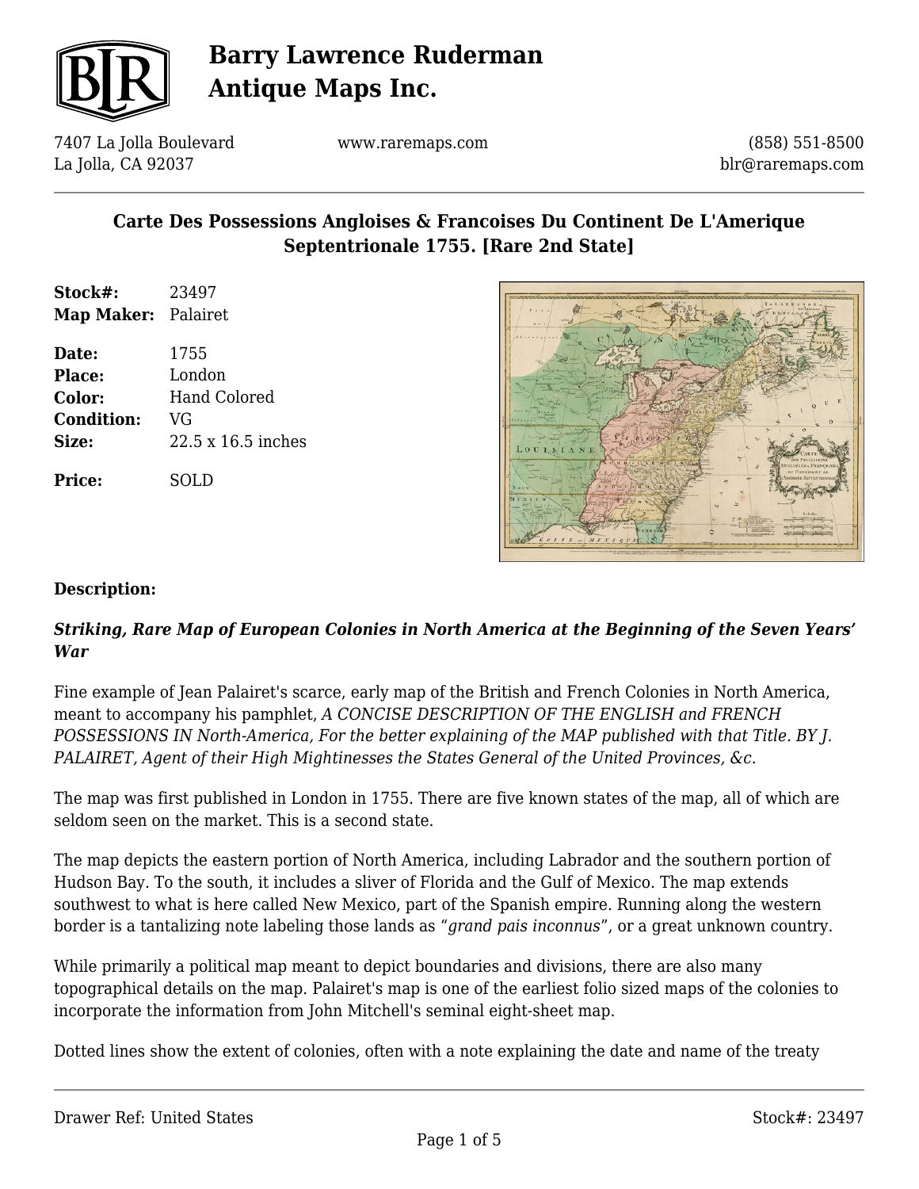# Carte Des Possessions Angloises & Francoises Du Continent De L'Amerique Septentrionale 1755. [Rare 2nd State]

| | |
|---|---|
| **Stock#:** | 23497 |
| **Map Maker:** | Palairet |
| **Date:** | 1755 |
| **Place:** | London |
| **Color:** | Hand Colored |
| **Condition:** | VG |
| **Size:** | 22.5 x 16.5 inches |
| **Price:** | SOLD |

## Description:

***Striking, Rare Map of European Colonies in North America at the Beginning of the Seven Years' War***

Fine example of Jean Palairet's scarce, early map of the British and French Colonies in North America, meant to accompany his pamphlet, *A CONCISE DESCRIPTION OF THE ENGLISH and FRENCH POSSESSIONS IN North-America, For the better explaining of the MAP published with that Title. BY J. PALAIRET, Agent of their High Mightinesses the States General of the United Provinces, &c.*

The map was first published in London in 1755. There are five known states of the map, all of which are seldom seen on the market. This is a second state.

The map depicts the eastern portion of North America, including Labrador and the southern portion of Hudson Bay. To the south, it includes a sliver of Florida and the Gulf of Mexico. The map extends southwest to what is here called New Mexico, part of the Spanish empire. Running along the western border is a tantalizing note labeling those lands as "*grand pais inconnus*", or a great unknown country.

While primarily a political map meant to depict boundaries and divisions, there are also many topographical details on the map. Palairet's map is one of the earliest folio sized maps of the colonies to incorporate the information from John Mitchell's seminal eight-sheet map.

Dotted lines show the extent of colonies, often with a note explaining the date and name of the treaty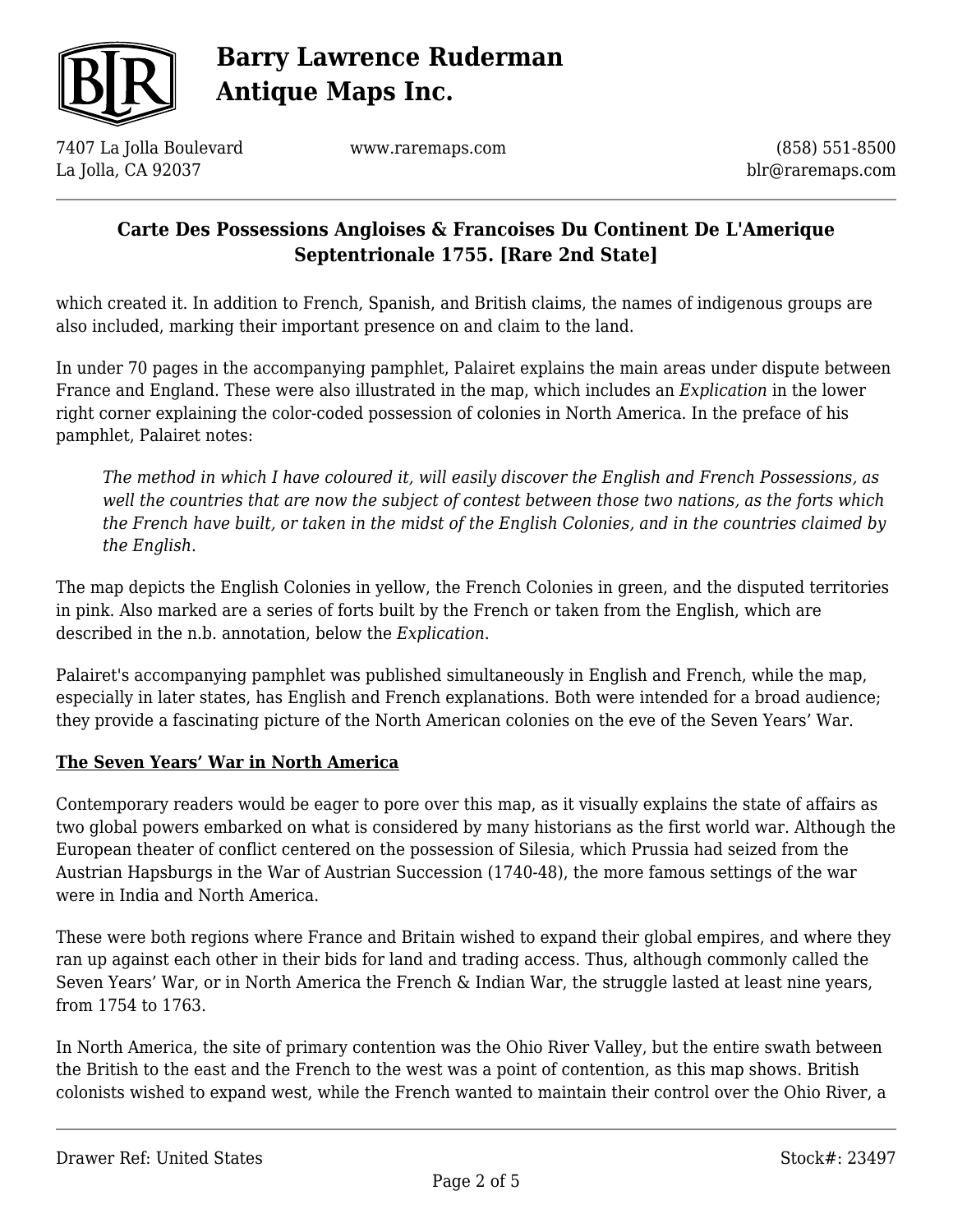which created it. In addition to French, Spanish, and British claims, the names of indigenous groups are also included, marking their important presence on and claim to the land.

In under 70 pages in the accompanying pamphlet, Palairet explains the main areas under dispute between France and England. These were also illustrated in the map, which includes an *Explication* in the lower right corner explaining the color-coded possession of colonies in North America. In the preface of his pamphlet, Palairet notes:

> *The method in which I have coloured it, will easily discover the English and French Possessions, as well the countries that are now the subject of contest between those two nations, as the forts which the French have built, or taken in the midst of the English Colonies, and in the countries claimed by the English*.

The map depicts the English Colonies in yellow, the French Colonies in green, and the disputed territories in pink. Also marked are a series of forts built by the French or taken from the English, which are described in the n.b. annotation, below the *Explication*.

Palairet's accompanying pamphlet was published simultaneously in English and French, while the map, especially in later states, has English and French explanations. Both were intended for a broad audience; they provide a fascinating picture of the North American colonies on the eve of the Seven Years' War.

**The Seven Years' War in North America**

Contemporary readers would be eager to pore over this map, as it visually explains the state of affairs as two global powers embarked on what is considered by many historians as the first world war. Although the European theater of conflict centered on the possession of Silesia, which Prussia had seized from the Austrian Hapsburgs in the War of Austrian Succession (1740-48), the more famous settings of the war were in India and North America.

These were both regions where France and Britain wished to expand their global empires, and where they ran up against each other in their bids for land and trading access. Thus, although commonly called the Seven Years' War, or in North America the French & Indian War, the struggle lasted at least nine years, from 1754 to 1763.

In North America, the site of primary contention was the Ohio River Valley, but the entire swath between the British to the east and the French to the west was a point of contention, as this map shows. British colonists wished to expand west, while the French wanted to maintain their control over the Ohio River, a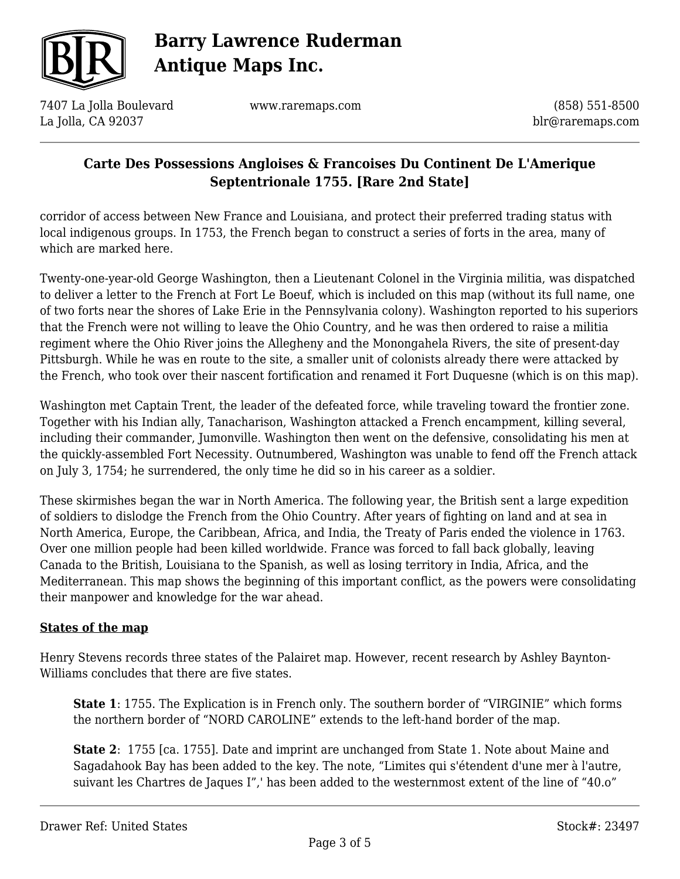corridor of access between New France and Louisiana, and protect their preferred trading status with local indigenous groups. In 1753, the French began to construct a series of forts in the area, many of which are marked here.

Twenty-one-year-old George Washington, then a Lieutenant Colonel in the Virginia militia, was dispatched to deliver a letter to the French at Fort Le Boeuf, which is included on this map (without its full name, one of two forts near the shores of Lake Erie in the Pennsylvania colony). Washington reported to his superiors that the French were not willing to leave the Ohio Country, and he was then ordered to raise a militia regiment where the Ohio River joins the Allegheny and the Monongahela Rivers, the site of present-day Pittsburgh. While he was en route to the site, a smaller unit of colonists already there were attacked by the French, who took over their nascent fortification and renamed it Fort Duquesne (which is on this map).

Washington met Captain Trent, the leader of the defeated force, while traveling toward the frontier zone. Together with his Indian ally, Tanacharison, Washington attacked a French encampment, killing several, including their commander, Jumonville. Washington then went on the defensive, consolidating his men at the quickly-assembled Fort Necessity. Outnumbered, Washington was unable to fend off the French attack on July 3, 1754; he surrendered, the only time he did so in his career as a soldier.

These skirmishes began the war in North America. The following year, the British sent a large expedition of soldiers to dislodge the French from the Ohio Country. After years of fighting on land and at sea in North America, Europe, the Caribbean, Africa, and India, the Treaty of Paris ended the violence in 1763. Over one million people had been killed worldwide. France was forced to fall back globally, leaving Canada to the British, Louisiana to the Spanish, as well as losing territory in India, Africa, and the Mediterranean. This map shows the beginning of this important conflict, as the powers were consolidating their manpower and knowledge for the war ahead.

## States of the map

Henry Stevens records three states of the Palairet map. However, recent research by Ashley Baynton-Williams concludes that there are five states.

> **State 1**: 1755. The Explication is in French only. The southern border of "VIRGINIE" which forms the northern border of "NORD CAROLINE" extends to the left-hand border of the map.

> **State 2**: 1755 [ca. 1755]. Date and imprint are unchanged from State 1. Note about Maine and Sagadahook Bay has been added to the key. The note, "Limites qui s'étendent d'une mer à l'autre, suivant les Chartres de Jaques I",' has been added to the westernmost extent of the line of "40.o"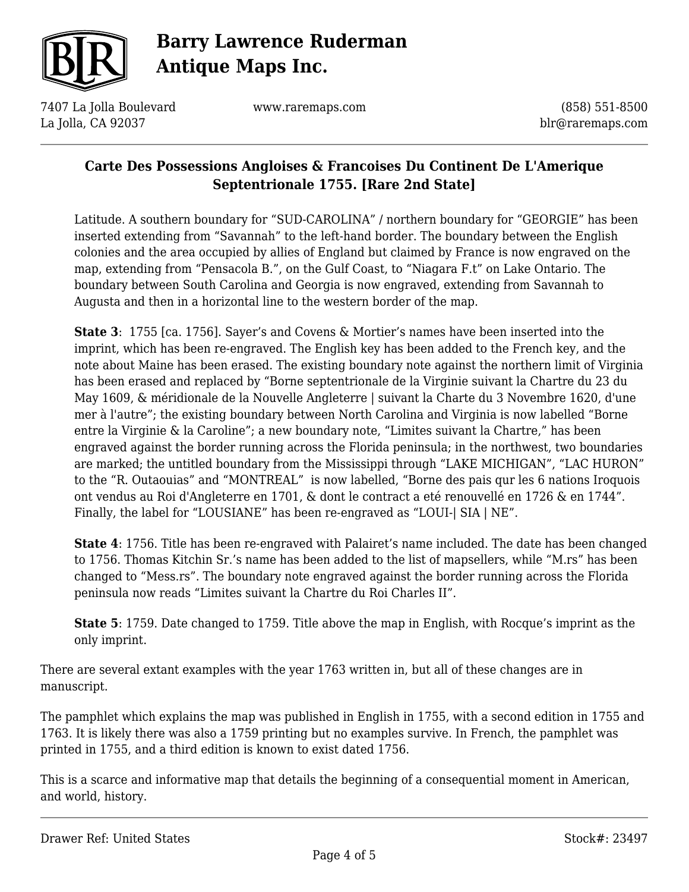## Carte Des Possessions Angloises & Francoises Du Continent De L'Amerique Septentrionale 1755. [Rare 2nd State]

Latitude. A southern boundary for “SUD-CAROLINA” / northern boundary for “GEORGIE” has been inserted extending from “Savannah” to the left-hand border. The boundary between the English colonies and the area occupied by allies of England but claimed by France is now engraved on the map, extending from “Pensacola B.”, on the Gulf Coast, to “Niagara F.t” on Lake Ontario. The boundary between South Carolina and Georgia is now engraved, extending from Savannah to Augusta and then in a horizontal line to the western border of the map.

**State 3**: 1755 [ca. 1756]. Sayer’s and Covens & Mortier’s names have been inserted into the imprint, which has been re-engraved. The English key has been added to the French key, and the note about Maine has been erased. The existing boundary note against the northern limit of Virginia has been erased and replaced by “Borne septentrionale de la Virginie suivant la Chartre du 23 du May 1609, & méridionale de la Nouvelle Angleterre | suivant la Charte du 3 Novembre 1620, d'une mer à l'autre”; the existing boundary between North Carolina and Virginia is now labelled “Borne entre la Virginie & la Caroline”; a new boundary note, “Limites suivant la Chartre,” has been engraved against the border running across the Florida peninsula; in the northwest, two boundaries are marked; the untitled boundary from the Mississippi through “LAKE MICHIGAN”, “LAC HURON” to the “R. Outaouias” and “MONTREAL” is now labelled, “Borne des pais qur les 6 nations Iroquois ont vendus au Roi d'Angleterre en 1701, & dont le contract a eté renouvellé en 1726 & en 1744”. Finally, the label for “LOUSIANE” has been re-engraved as “LOUI-| SIA | NE”.

**State 4**: 1756. Title has been re-engraved with Palairet’s name included. The date has been changed to 1756. Thomas Kitchin Sr.’s name has been added to the list of mapsellers, while “M.rs” has been changed to “Mess.rs”. The boundary note engraved against the border running across the Florida peninsula now reads “Limites suivant la Chartre du Roi Charles II”.

**State 5**: 1759. Date changed to 1759. Title above the map in English, with Rocque’s imprint as the only imprint.

There are several extant examples with the year 1763 written in, but all of these changes are in manuscript.

The pamphlet which explains the map was published in English in 1755, with a second edition in 1755 and 1763. It is likely there was also a 1759 printing but no examples survive. In French, the pamphlet was printed in 1755, and a third edition is known to exist dated 1756.

This is a scarce and informative map that details the beginning of a consequential moment in American, and world, history.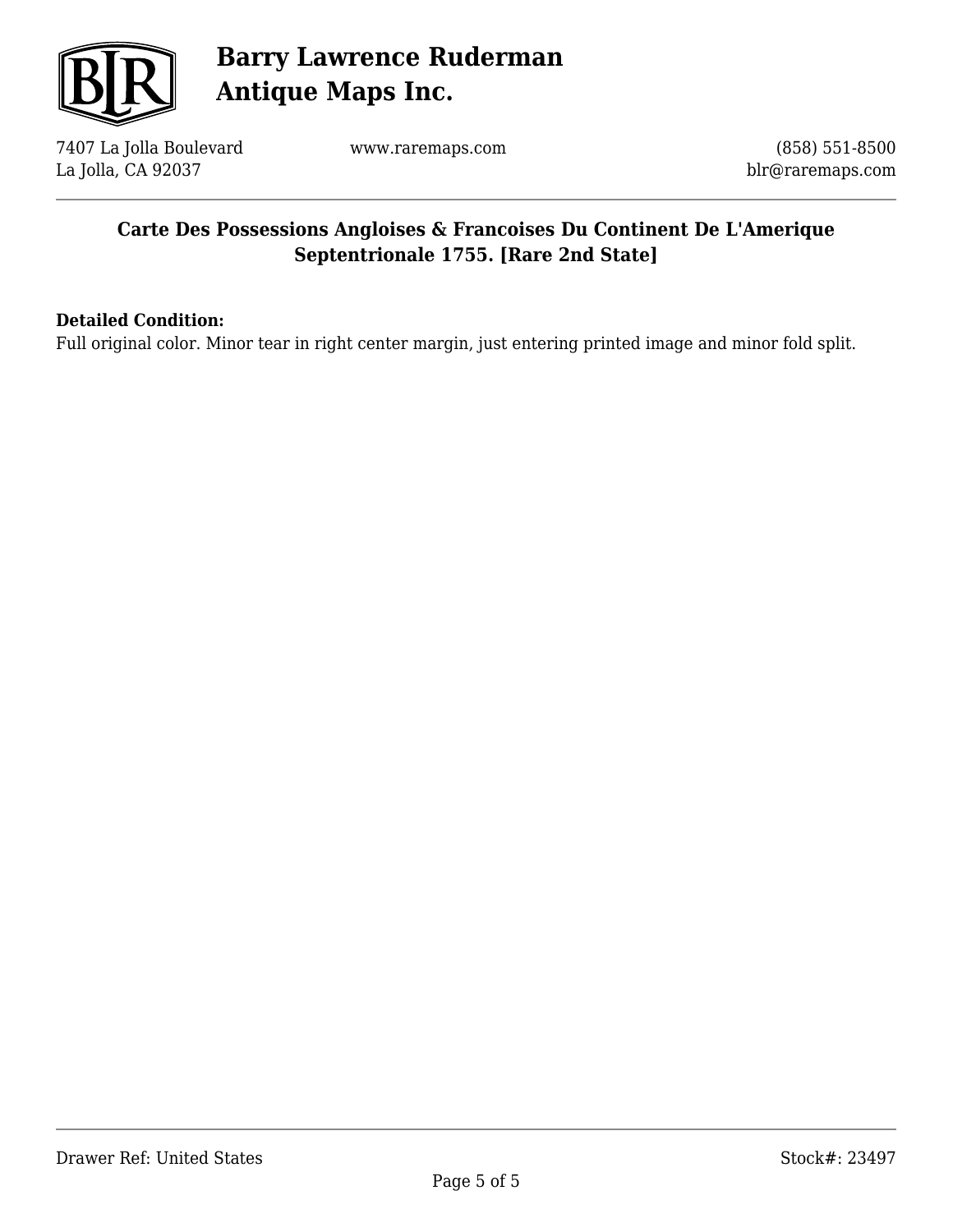**Carte Des Possessions Angloises & Francoises Du Continent De L'Amerique Septentrionale 1755. [Rare 2nd State]**

**Detailed Condition:**

Full original color. Minor tear in right center margin, just entering printed image and minor fold split.